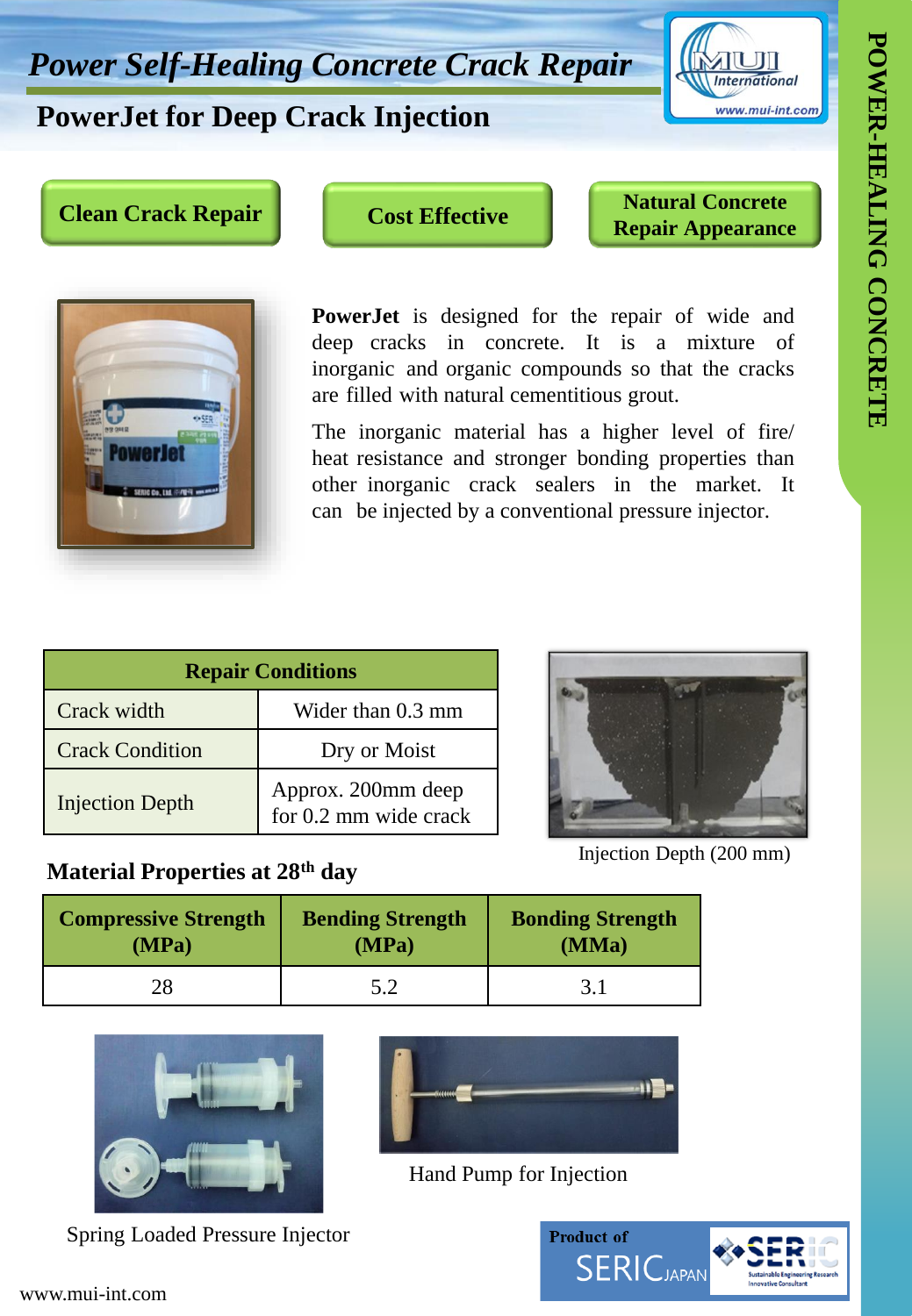# *Power Self-Healing Concrete Crack Repair*

## PowerJet for Deep Crack Injection

**Clean Crack Repair**

**Cost Effective**

**Natural Concrete Repair Appearance**

**PowerJet** is designed for the repair of wide and deep cracks in concrete. It is a mixture of inorganic and organic compounds so that the cracks are filled with natural cementitious grout.

The inorganic material has a higher level of fire/ heat resistance and stronger bonding properties than other inorganic crack sealers in the market. It can be injected by a conventional pressure injector.

| **Repair Conditions** | |
|---|---|
| Crack width | Wider than 0.3 mm |
| Crack Condition | Dry or Moist |
| Injection Depth | Approx. 200mm deep for 0.2 mm wide crack |

Injection Depth (200 mm)

### Material Properties at 28th day

| Compressive Strength (MPa) | Bending Strength (MPa) | Bonding Strength (MMa) |
|---|---|---|
| 28 | 5.2 | 3.1 |

Spring Loaded Pressure Injector

Hand Pump for Injection

Product of SERIC JAPAN

www.mui-int.com

POWER-HEALING CONCRETE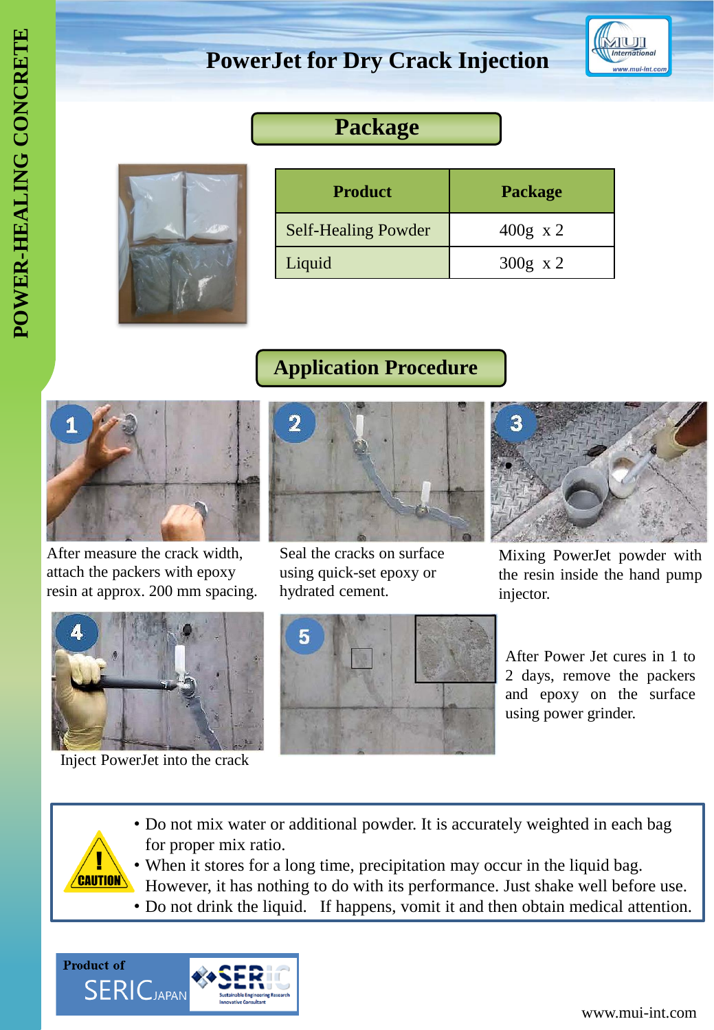POWER-HEALING CONCRETE

# PowerJet for Dry Crack Injection

## Package

| Product | Package |
|---|---|
| Self-Healing Powder | 400g x 2 |
| Liquid | 300g x 2 |

## Application Procedure

1. After measure the crack width, attach the packers with epoxy resin at approx. 200 mm spacing.
2. Seal the cracks on surface using quick-set epoxy or hydrated cement.
3. Mixing PowerJet powder with the resin inside the hand pump injector.
4. Inject PowerJet into the crack
5. After Power Jet cures in 1 to 2 days, remove the packers and epoxy on the surface using power grinder.

**CAUTION**

- Do not mix water or additional powder. It is accurately weighted in each bag for proper mix ratio.
- When it stores for a long time, precipitation may occur in the liquid bag. However, it has nothing to do with its performance. Just shake well before use.
- Do not drink the liquid. If happens, vomit it and then obtain medical attention.

Product of SERIC JAPAN

www.mui-int.com